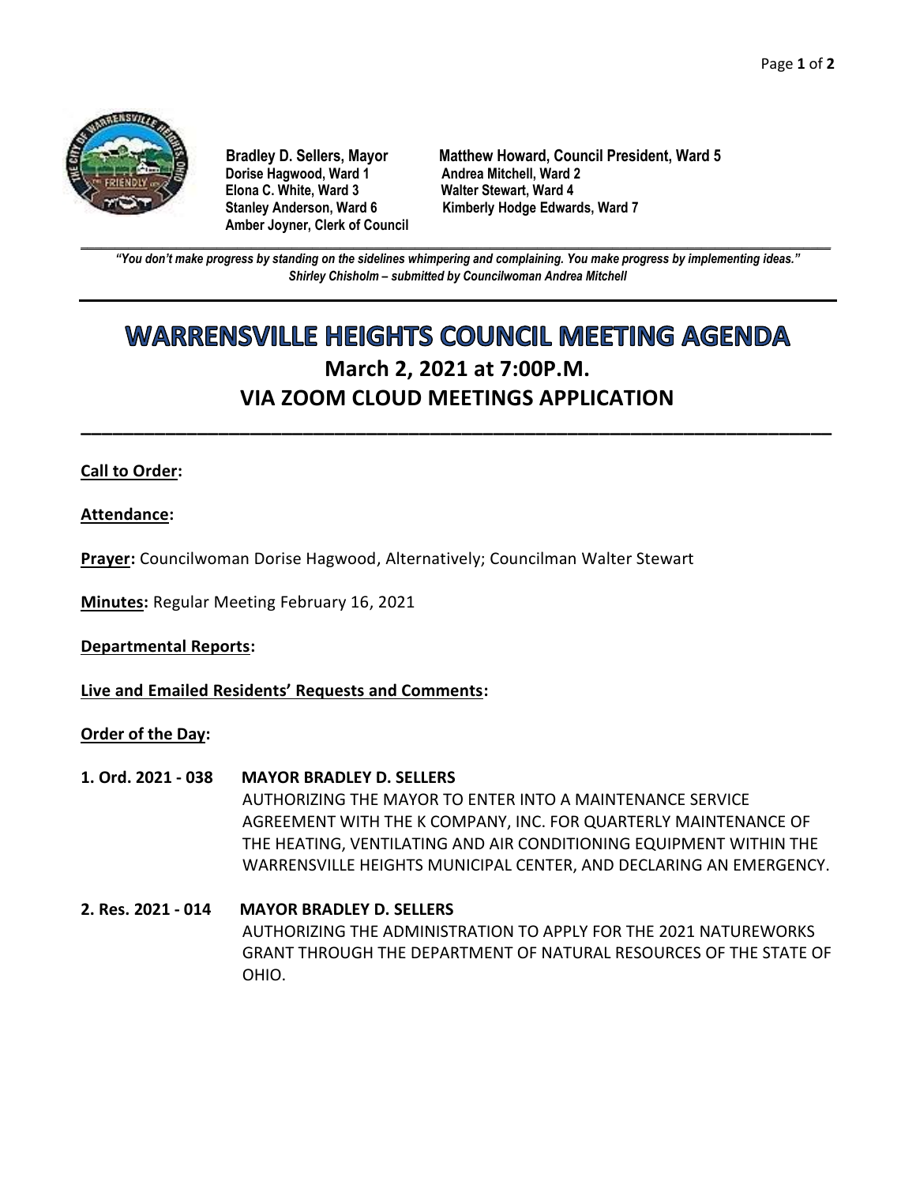**Bradley D. Sellers, Mayor**
**Dorise Hagwood, Ward 1**
**Elona C. White, Ward 3**
**Stanley Anderson, Ward 6**
**Amber Joyner, Clerk of Council**

**Matthew Howard, Council President, Ward 5**
**Andrea Mitchell, Ward 2**
**Walter Stewart, Ward 4**
**Kimberly Hodge Edwards, Ward 7**

***"You don't make progress by standing on the sidelines whimpering and complaining. You make progress by implementing ideas."***
***Shirley Chisholm – submitted by Councilwoman Andrea Mitchell***

# WARRENSVILLE HEIGHTS COUNCIL MEETING AGENDA

## March 2, 2021 at 7:00P.M.

## VIA ZOOM CLOUD MEETINGS APPLICATION

**Call to Order:**

**Attendance:**

**Prayer:** Councilwoman Dorise Hagwood, Alternatively; Councilman Walter Stewart

**Minutes:** Regular Meeting February 16, 2021

**Departmental Reports:**

**Live and Emailed Residents' Requests and Comments:**

**Order of the Day:**

**1. Ord. 2021 - 038 MAYOR BRADLEY D. SELLERS**
AUTHORIZING THE MAYOR TO ENTER INTO A MAINTENANCE SERVICE AGREEMENT WITH THE K COMPANY, INC. FOR QUARTERLY MAINTENANCE OF THE HEATING, VENTILATING AND AIR CONDITIONING EQUIPMENT WITHIN THE WARRENSVILLE HEIGHTS MUNICIPAL CENTER, AND DECLARING AN EMERGENCY.

**2. Res. 2021 - 014 MAYOR BRADLEY D. SELLERS**
AUTHORIZING THE ADMINISTRATION TO APPLY FOR THE 2021 NATUREWORKS GRANT THROUGH THE DEPARTMENT OF NATURAL RESOURCES OF THE STATE OF OHIO.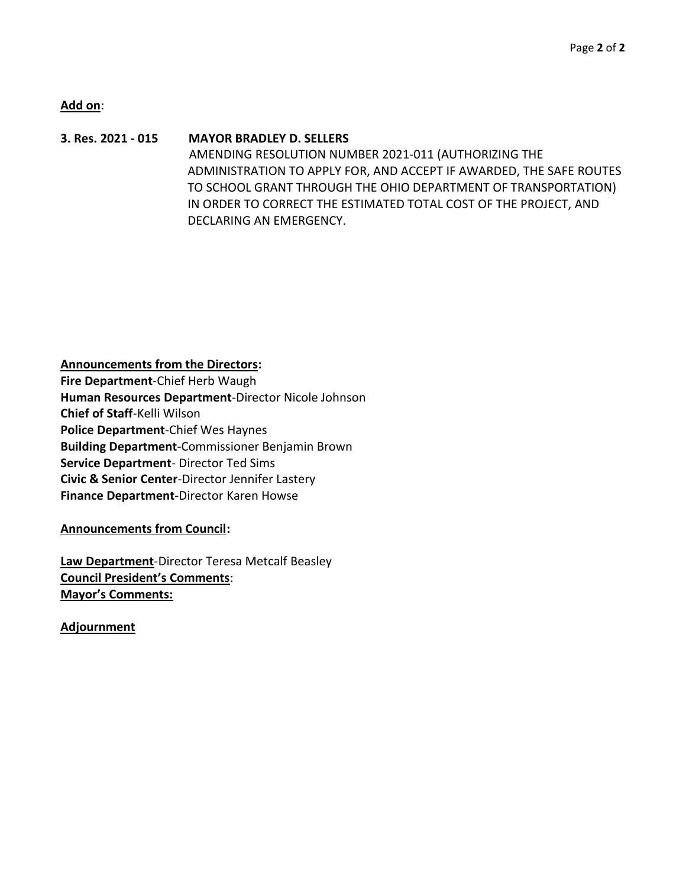**Add on**:

**3. Res. 2021 - 015 MAYOR BRADLEY D. SELLERS**

AMENDING RESOLUTION NUMBER 2021-011 (AUTHORIZING THE ADMINISTRATION TO APPLY FOR, AND ACCEPT IF AWARDED, THE SAFE ROUTES TO SCHOOL GRANT THROUGH THE OHIO DEPARTMENT OF TRANSPORTATION) IN ORDER TO CORRECT THE ESTIMATED TOTAL COST OF THE PROJECT, AND DECLARING AN EMERGENCY.

**Announcements from the Directors:**

**Fire Department**-Chief Herb Waugh
**Human Resources Department**-Director Nicole Johnson
**Chief of Staff**-Kelli Wilson
**Police Department**-Chief Wes Haynes
**Building Department**-Commissioner Benjamin Brown
**Service Department**- Director Ted Sims
**Civic & Senior Center**-Director Jennifer Lastery
**Finance Department**-Director Karen Howse

**Announcements from Council:**

**Law Department**-Director Teresa Metcalf Beasley
**Council President's Comments**:
**Mayor's Comments:**

**Adjournment**